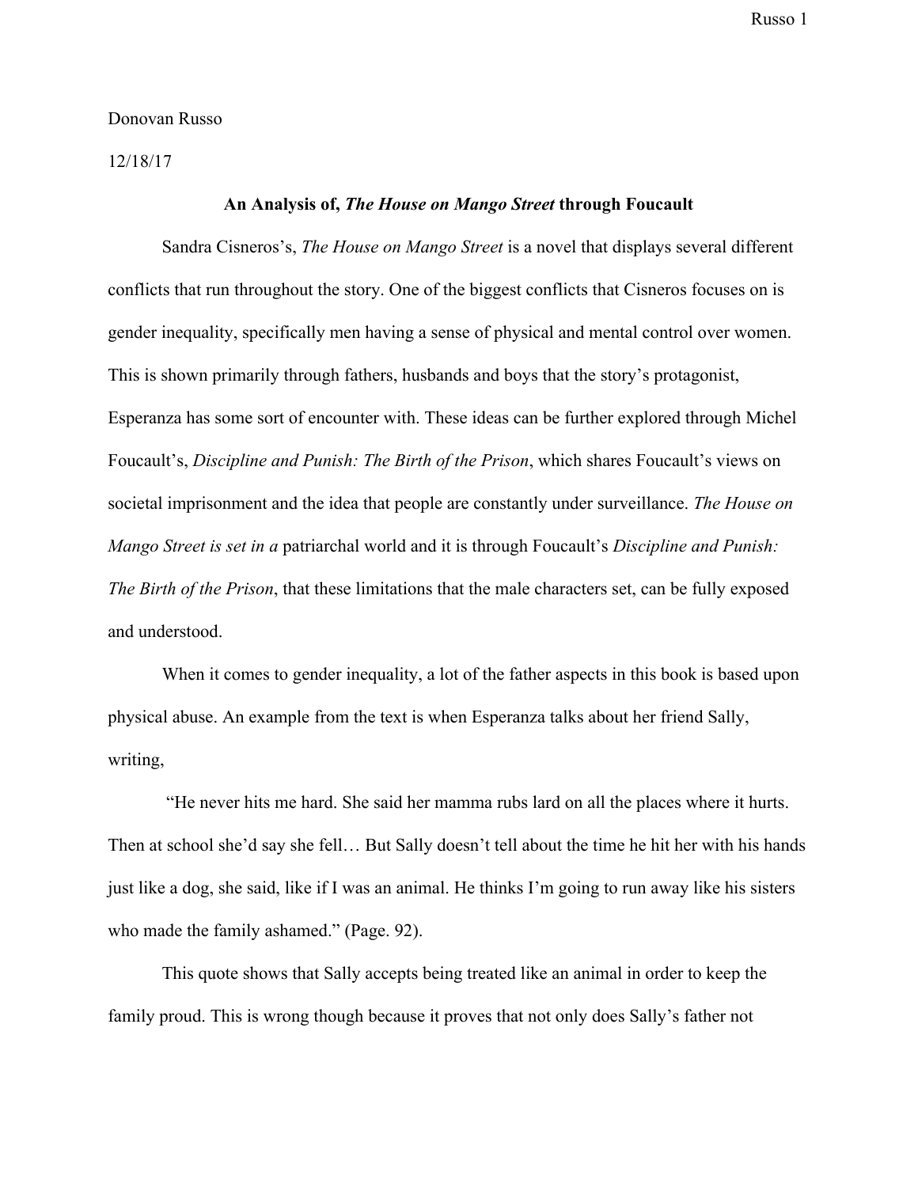Donovan Russo

12/18/17

**An Analysis of, *The House on Mango Street* through Foucault**

Sandra Cisneros's, *The House on Mango Street* is a novel that displays several different conflicts that run throughout the story. One of the biggest conflicts that Cisneros focuses on is gender inequality, specifically men having a sense of physical and mental control over women. This is shown primarily through fathers, husbands and boys that the story's protagonist, Esperanza has some sort of encounter with. These ideas can be further explored through Michel Foucault's, *Discipline and Punish: The Birth of the Prison*, which shares Foucault's views on societal imprisonment and the idea that people are constantly under surveillance. *The House on Mango Street is set in a* patriarchal world and it is through Foucault's *Discipline and Punish: The Birth of the Prison*, that these limitations that the male characters set, can be fully exposed and understood.

When it comes to gender inequality, a lot of the father aspects in this book is based upon physical abuse. An example from the text is when Esperanza talks about her friend Sally, writing,

"He never hits me hard. She said her mamma rubs lard on all the places where it hurts. Then at school she'd say she fell… But Sally doesn't tell about the time he hit her with his hands just like a dog, she said, like if I was an animal. He thinks I'm going to run away like his sisters who made the family ashamed." (Page. 92).

This quote shows that Sally accepts being treated like an animal in order to keep the family proud. This is wrong though because it proves that not only does Sally's father not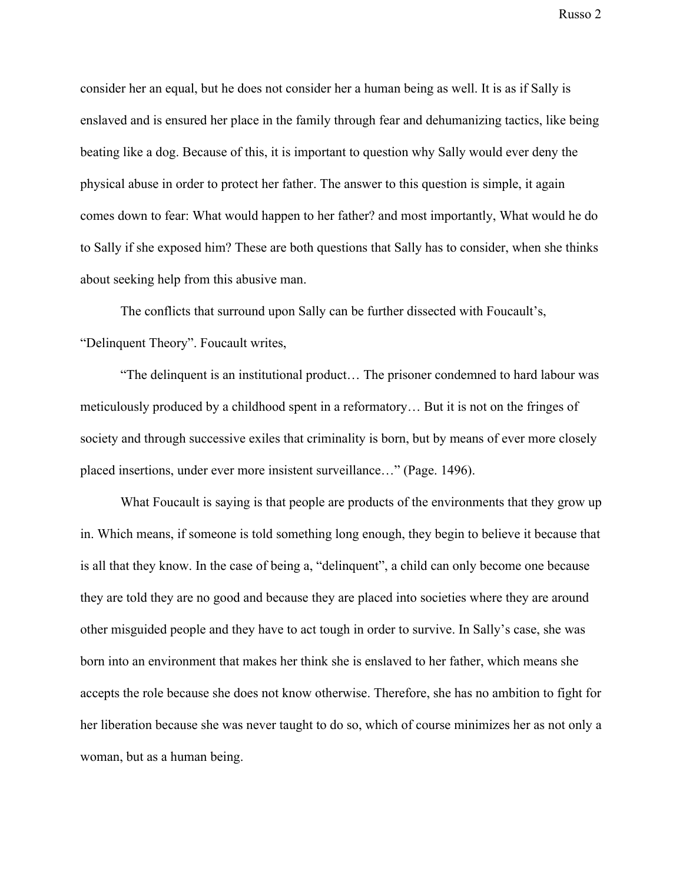consider her an equal, but he does not consider her a human being as well. It is as if Sally is enslaved and is ensured her place in the family through fear and dehumanizing tactics, like being beating like a dog. Because of this, it is important to question why Sally would ever deny the physical abuse in order to protect her father. The answer to this question is simple, it again comes down to fear: What would happen to her father? and most importantly, What would he do to Sally if she exposed him? These are both questions that Sally has to consider, when she thinks about seeking help from this abusive man.

The conflicts that surround upon Sally can be further dissected with Foucault's, "Delinquent Theory". Foucault writes,

"The delinquent is an institutional product… The prisoner condemned to hard labour was meticulously produced by a childhood spent in a reformatory… But it is not on the fringes of society and through successive exiles that criminality is born, but by means of ever more closely placed insertions, under ever more insistent surveillance…" (Page. 1496).

What Foucault is saying is that people are products of the environments that they grow up in. Which means, if someone is told something long enough, they begin to believe it because that is all that they know. In the case of being a, "delinquent", a child can only become one because they are told they are no good and because they are placed into societies where they are around other misguided people and they have to act tough in order to survive. In Sally's case, she was born into an environment that makes her think she is enslaved to her father, which means she accepts the role because she does not know otherwise. Therefore, she has no ambition to fight for her liberation because she was never taught to do so, which of course minimizes her as not only a woman, but as a human being.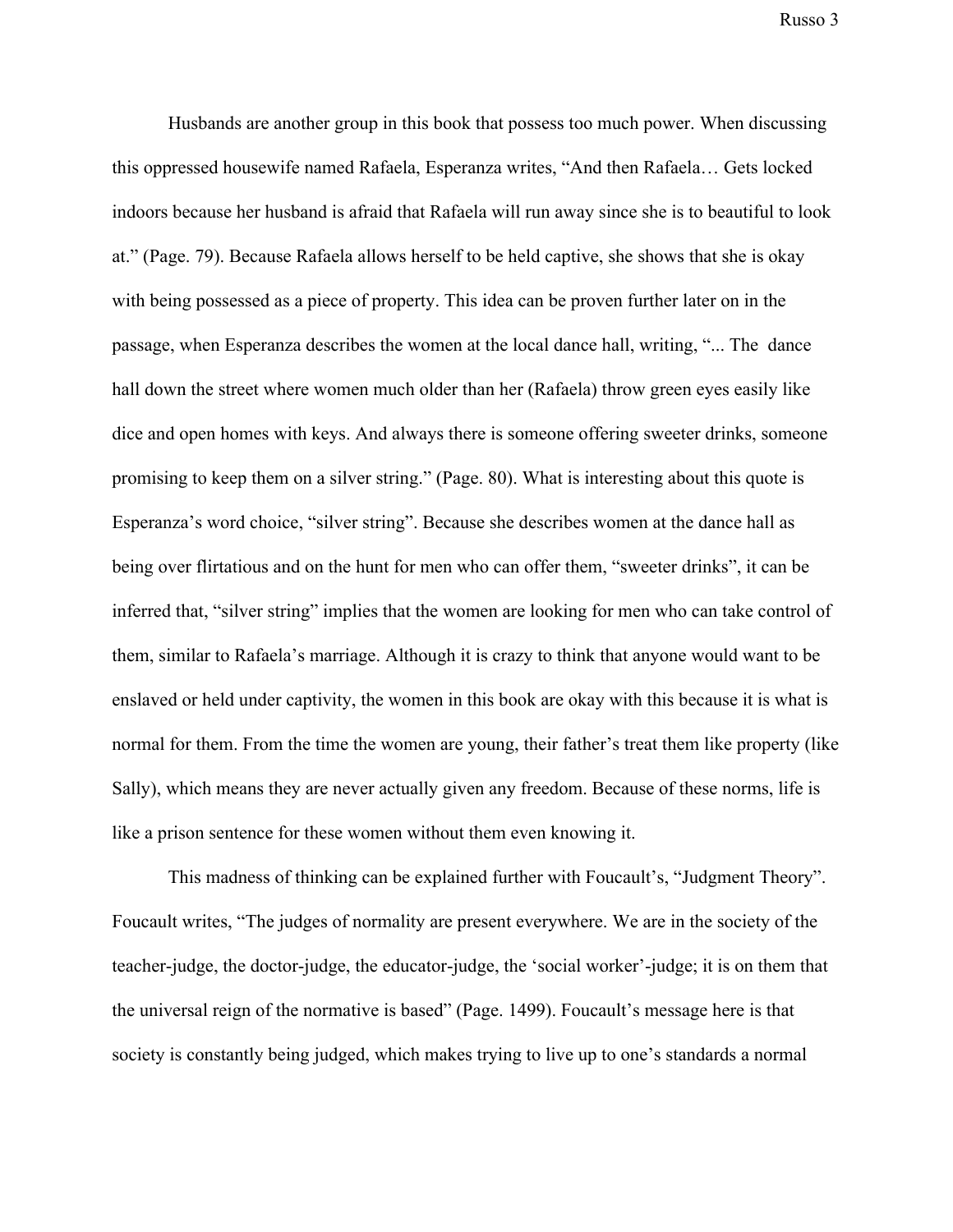Husbands are another group in this book that possess too much power. When discussing this oppressed housewife named Rafaela, Esperanza writes, "And then Rafaela… Gets locked indoors because her husband is afraid that Rafaela will run away since she is to beautiful to look at." (Page. 79). Because Rafaela allows herself to be held captive, she shows that she is okay with being possessed as a piece of property. This idea can be proven further later on in the passage, when Esperanza describes the women at the local dance hall, writing, "... The dance hall down the street where women much older than her (Rafaela) throw green eyes easily like dice and open homes with keys. And always there is someone offering sweeter drinks, someone promising to keep them on a silver string." (Page. 80). What is interesting about this quote is Esperanza's word choice, "silver string". Because she describes women at the dance hall as being over flirtatious and on the hunt for men who can offer them, "sweeter drinks", it can be inferred that, "silver string" implies that the women are looking for men who can take control of them, similar to Rafaela's marriage. Although it is crazy to think that anyone would want to be enslaved or held under captivity, the women in this book are okay with this because it is what is normal for them. From the time the women are young, their father's treat them like property (like Sally), which means they are never actually given any freedom. Because of these norms, life is like a prison sentence for these women without them even knowing it.

This madness of thinking can be explained further with Foucault's, "Judgment Theory". Foucault writes, "The judges of normality are present everywhere. We are in the society of the teacher-judge, the doctor-judge, the educator-judge, the 'social worker'-judge; it is on them that the universal reign of the normative is based" (Page. 1499). Foucault's message here is that society is constantly being judged, which makes trying to live up to one's standards a normal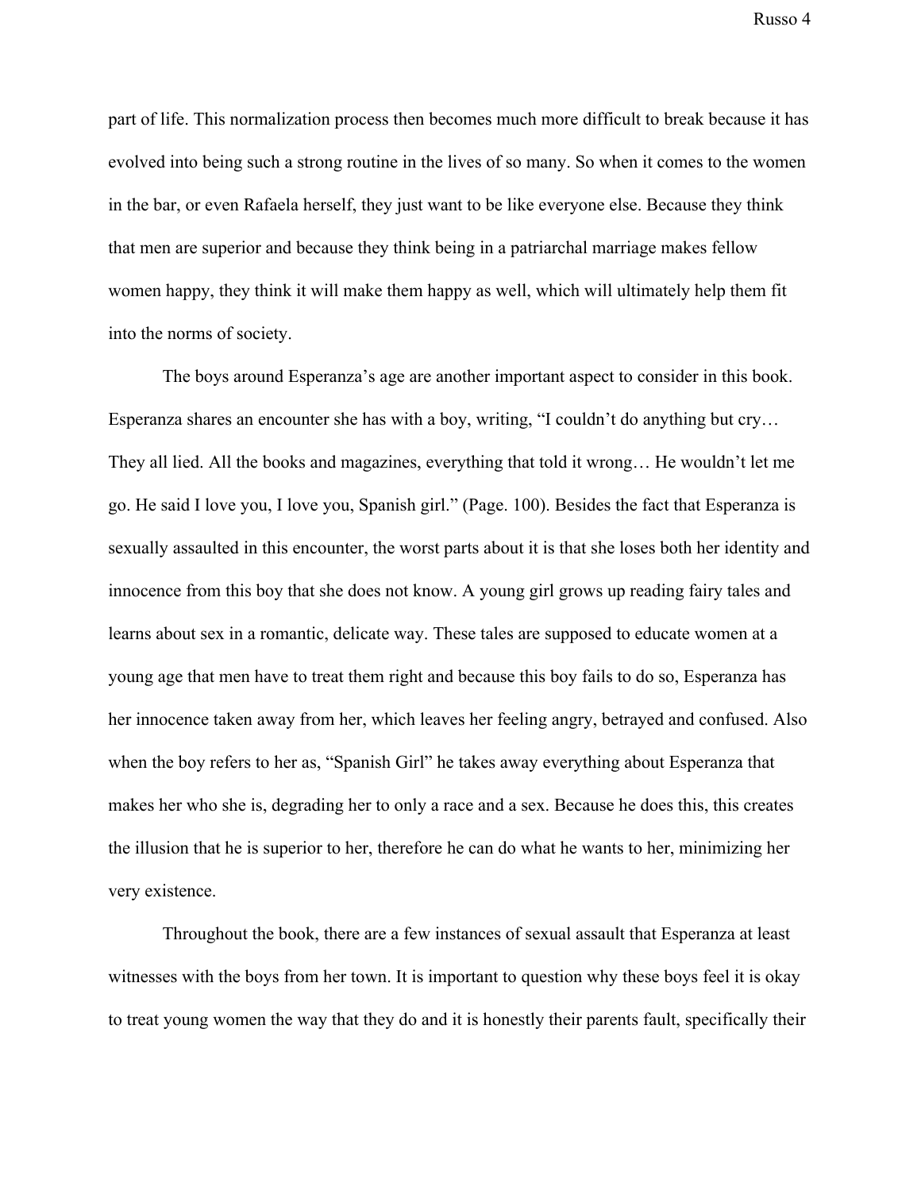part of life. This normalization process then becomes much more difficult to break because it has evolved into being such a strong routine in the lives of so many. So when it comes to the women in the bar, or even Rafaela herself, they just want to be like everyone else. Because they think that men are superior and because they think being in a patriarchal marriage makes fellow women happy, they think it will make them happy as well, which will ultimately help them fit into the norms of society.

The boys around Esperanza's age are another important aspect to consider in this book. Esperanza shares an encounter she has with a boy, writing, "I couldn't do anything but cry… They all lied. All the books and magazines, everything that told it wrong… He wouldn't let me go. He said I love you, I love you, Spanish girl." (Page. 100). Besides the fact that Esperanza is sexually assaulted in this encounter, the worst parts about it is that she loses both her identity and innocence from this boy that she does not know. A young girl grows up reading fairy tales and learns about sex in a romantic, delicate way. These tales are supposed to educate women at a young age that men have to treat them right and because this boy fails to do so, Esperanza has her innocence taken away from her, which leaves her feeling angry, betrayed and confused. Also when the boy refers to her as, "Spanish Girl" he takes away everything about Esperanza that makes her who she is, degrading her to only a race and a sex. Because he does this, this creates the illusion that he is superior to her, therefore he can do what he wants to her, minimizing her very existence.

Throughout the book, there are a few instances of sexual assault that Esperanza at least witnesses with the boys from her town. It is important to question why these boys feel it is okay to treat young women the way that they do and it is honestly their parents fault, specifically their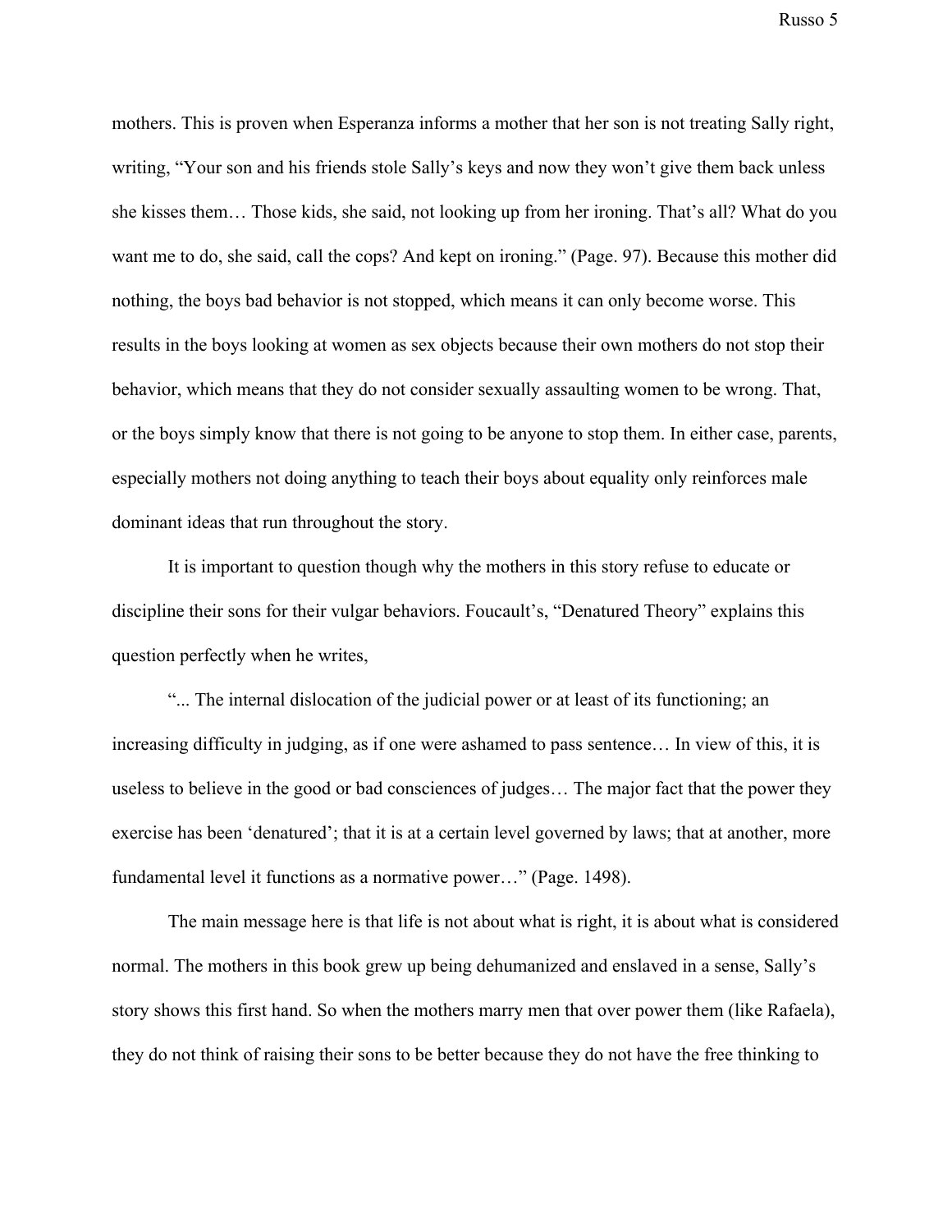mothers. This is proven when Esperanza informs a mother that her son is not treating Sally right, writing, "Your son and his friends stole Sally's keys and now they won't give them back unless she kisses them… Those kids, she said, not looking up from her ironing. That's all? What do you want me to do, she said, call the cops? And kept on ironing." (Page. 97). Because this mother did nothing, the boys bad behavior is not stopped, which means it can only become worse. This results in the boys looking at women as sex objects because their own mothers do not stop their behavior, which means that they do not consider sexually assaulting women to be wrong. That, or the boys simply know that there is not going to be anyone to stop them. In either case, parents, especially mothers not doing anything to teach their boys about equality only reinforces male dominant ideas that run throughout the story.

It is important to question though why the mothers in this story refuse to educate or discipline their sons for their vulgar behaviors. Foucault's, "Denatured Theory" explains this question perfectly when he writes,

"... The internal dislocation of the judicial power or at least of its functioning; an increasing difficulty in judging, as if one were ashamed to pass sentence… In view of this, it is useless to believe in the good or bad consciences of judges… The major fact that the power they exercise has been 'denatured'; that it is at a certain level governed by laws; that at another, more fundamental level it functions as a normative power…" (Page. 1498).

The main message here is that life is not about what is right, it is about what is considered normal. The mothers in this book grew up being dehumanized and enslaved in a sense, Sally's story shows this first hand. So when the mothers marry men that over power them (like Rafaela), they do not think of raising their sons to be better because they do not have the free thinking to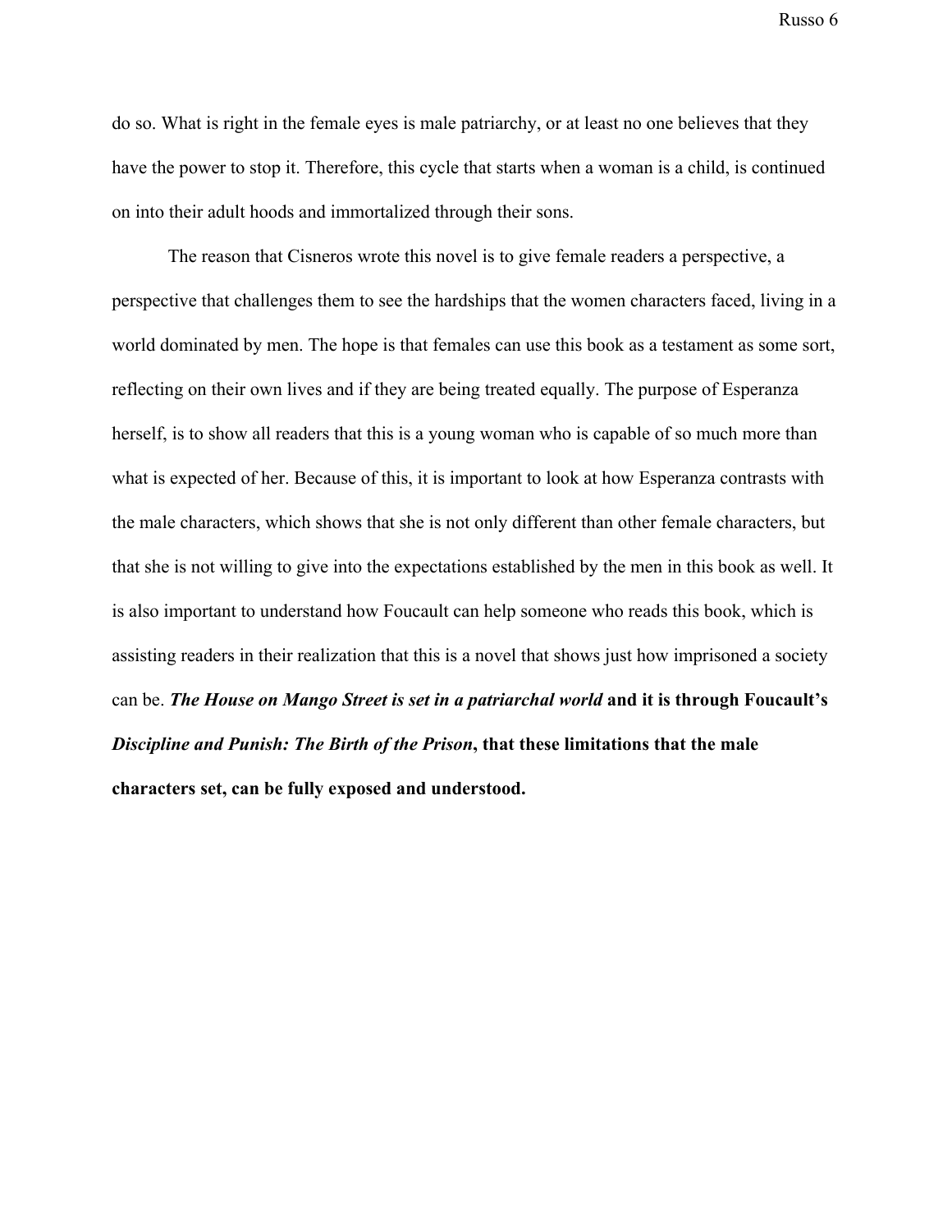do so. What is right in the female eyes is male patriarchy, or at least no one believes that they have the power to stop it. Therefore, this cycle that starts when a woman is a child, is continued on into their adult hoods and immortalized through their sons.

The reason that Cisneros wrote this novel is to give female readers a perspective, a perspective that challenges them to see the hardships that the women characters faced, living in a world dominated by men. The hope is that females can use this book as a testament as some sort, reflecting on their own lives and if they are being treated equally. The purpose of Esperanza herself, is to show all readers that this is a young woman who is capable of so much more than what is expected of her. Because of this, it is important to look at how Esperanza contrasts with the male characters, which shows that she is not only different than other female characters, but that she is not willing to give into the expectations established by the men in this book as well. It is also important to understand how Foucault can help someone who reads this book, which is assisting readers in their realization that this is a novel that shows just how imprisoned a society can be. ***The House on Mango Street is set in a patriarchal world*** **and it is through Foucault's** ***Discipline and Punish: The Birth of the Prison*****, that these limitations that the male characters set, can be fully exposed and understood.**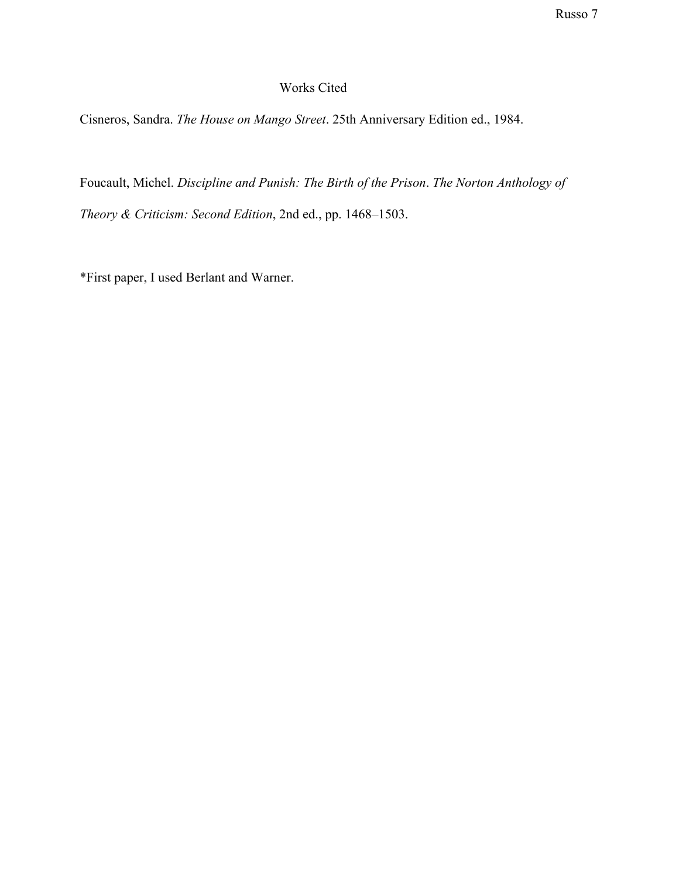# Works Cited

Cisneros, Sandra. *The House on Mango Street*. 25th Anniversary Edition ed., 1984.

Foucault, Michel. *Discipline and Punish: The Birth of the Prison*. *The Norton Anthology of Theory & Criticism: Second Edition*, 2nd ed., pp. 1468–1503.

*First paper, I used Berlant and Warner.